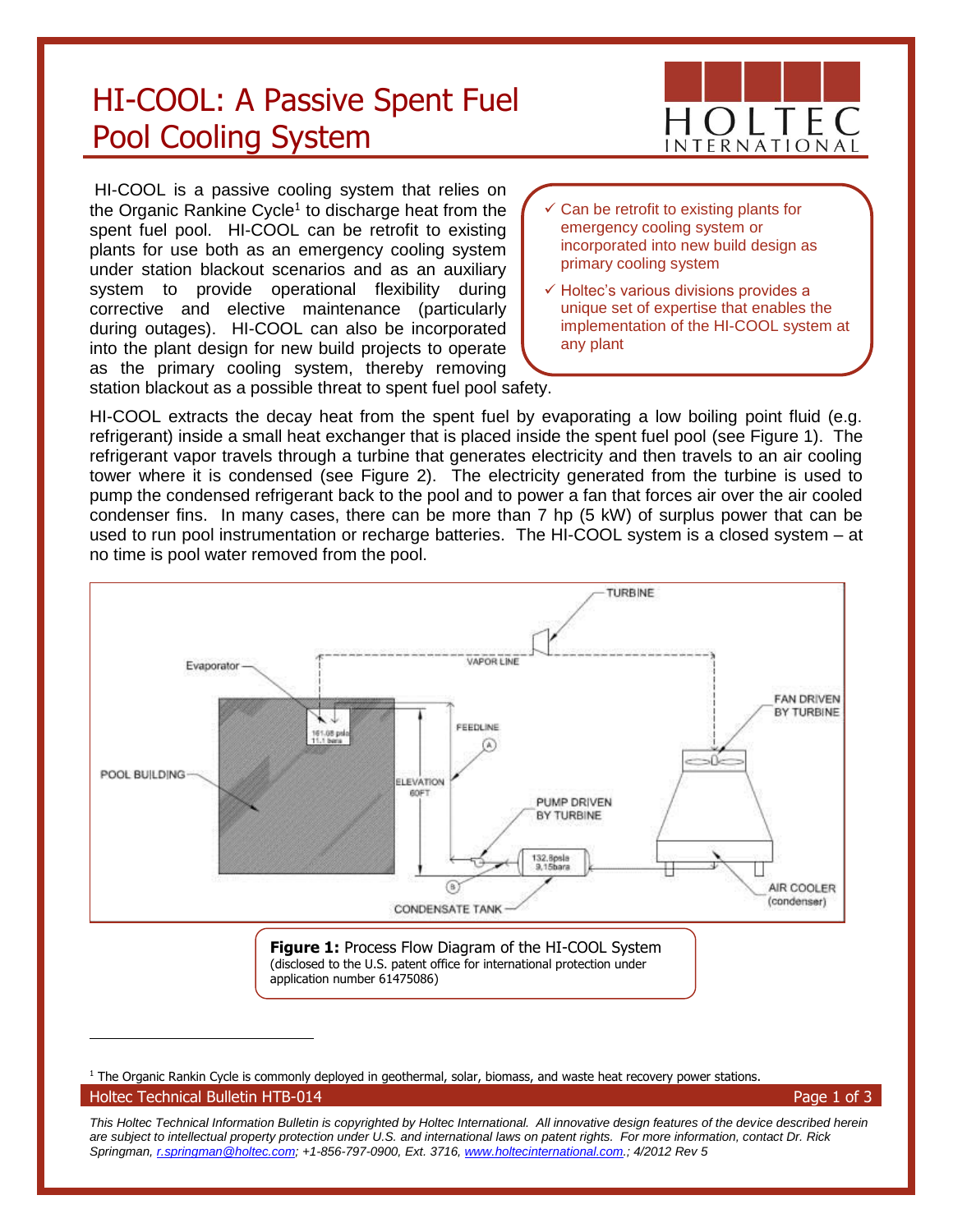# HI-COOL: A Passive Spent Fuel Pool Cooling System

HOLTEC INTERNATIONAL

HI-COOL is a passive cooling system that relies on the Organic Rankine Cycle[1] to discharge heat from the spent fuel pool. HI-COOL can be retrofit to existing plants for use both as an emergency cooling system under station blackout scenarios and as an auxiliary system to provide operational flexibility during corrective and elective maintenance (particularly during outages). HI-COOL can also be incorporated into the plant design for new build projects to operate as the primary cooling system, thereby removing station blackout as a possible threat to spent fuel pool safety.

- ✓ Can be retrofit to existing plants for emergency cooling system or incorporated into new build design as primary cooling system
- ✓ Holtec's various divisions provides a unique set of expertise that enables the implementation of the HI-COOL system at any plant

HI-COOL extracts the decay heat from the spent fuel by evaporating a low boiling point fluid (e.g. refrigerant) inside a small heat exchanger that is placed inside the spent fuel pool (see Figure 1). The refrigerant vapor travels through a turbine that generates electricity and then travels to an air cooling tower where it is condensed (see Figure 2). The electricity generated from the turbine is used to pump the condensed refrigerant back to the pool and to power a fan that forces air over the air cooled condenser fins. In many cases, there can be more than 7 hp (5 kW) of surplus power that can be used to run pool instrumentation or recharge batteries. The HI-COOL system is a closed system – at no time is pool water removed from the pool.

TURBINE

VAPOR LINE

Evaporator

161.08 psia
11.1 bara

FEEDLINE

A

POOL BUILDING

ELEVATION
60FT

FAN DRIVEN
BY TURBINE

PUMP DRIVEN
BY TURBINE

132.8psia
9.15bara

B

CONDENSATE TANK

AIR COOLER
(condenser)

**Figure 1:** Process Flow Diagram of the HI-COOL System
(disclosed to the U.S. patent office for international protection under application number 61475086)

[1] The Organic Rankin Cycle is commonly deployed in geothermal, solar, biomass, and waste heat recovery power stations.

*This Holtec Technical Information Bulletin is copyrighted by Holtec International. All innovative design features of the device described herein are subject to intellectual property protection under U.S. and international laws on patent rights. For more information, contact Dr. Rick Springman, r.springman@holtec.com; +1-856-797-0900, Ext. 3716, www.holtecinternational.com.; 4/2012 Rev 5*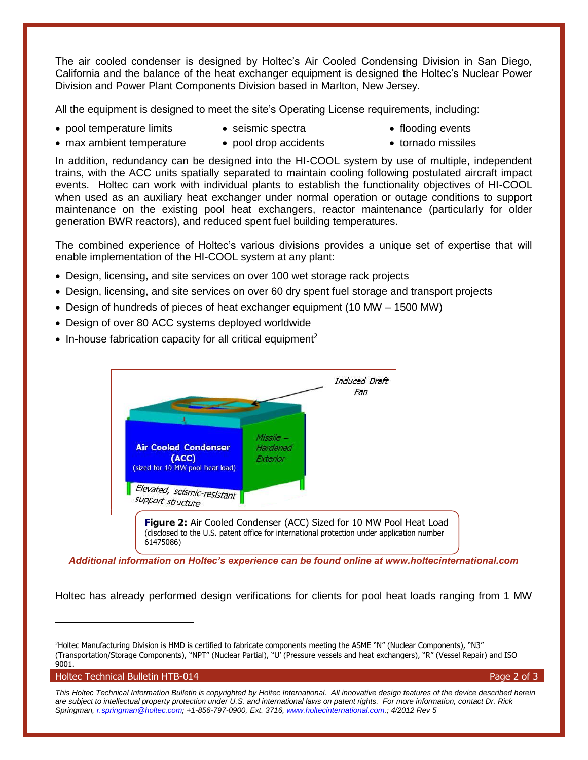The air cooled condenser is designed by Holtec's Air Cooled Condensing Division in San Diego, California and the balance of the heat exchanger equipment is designed the Holtec's Nuclear Power Division and Power Plant Components Division based in Marlton, New Jersey.

All the equipment is designed to meet the site's Operating License requirements, including:

- pool temperature limits
- max ambient temperature
- seismic spectra
- pool drop accidents
- flooding events
- tornado missiles

In addition, redundancy can be designed into the HI-COOL system by use of multiple, independent trains, with the ACC units spatially separated to maintain cooling following postulated aircraft impact events. Holtec can work with individual plants to establish the functionality objectives of HI-COOL when used as an auxiliary heat exchanger under normal operation or outage conditions to support maintenance on the existing pool heat exchangers, reactor maintenance (particularly for older generation BWR reactors), and reduced spent fuel building temperatures.

The combined experience of Holtec's various divisions provides a unique set of expertise that will enable implementation of the HI-COOL system at any plant:

- Design, licensing, and site services on over 100 wet storage rack projects
- Design, licensing, and site services on over 60 dry spent fuel storage and transport projects
- Design of hundreds of pieces of heat exchanger equipment (10 MW – 1500 MW)
- Design of over 80 ACC systems deployed worldwide
- In-house fabrication capacity for all critical equipment[2]

**Figure 2:** Air Cooled Condenser (ACC) Sized for 10 MW Pool Heat Load (disclosed to the U.S. patent office for international protection under application number 61475086)

***Additional information on Holtec's experience can be found online at www.holtecinternational.com***

Holtec has already performed design verifications for clients for pool heat loads ranging from 1 MW

[2]Holtec Manufacturing Division is HMD is certified to fabricate components meeting the ASME "N" (Nuclear Components), "N3" (Transportation/Storage Components), "NPT" (Nuclear Partial), "U' (Pressure vessels and heat exchangers), "R" (Vessel Repair) and ISO 9001.

*This Holtec Technical Information Bulletin is copyrighted by Holtec International. All innovative design features of the device described herein are subject to intellectual property protection under U.S. and international laws on patent rights. For more information, contact Dr. Rick Springman, r.springman@holtec.com; +1-856-797-0900, Ext. 3716, www.holtecinternational.com.; 4/2012 Rev 5*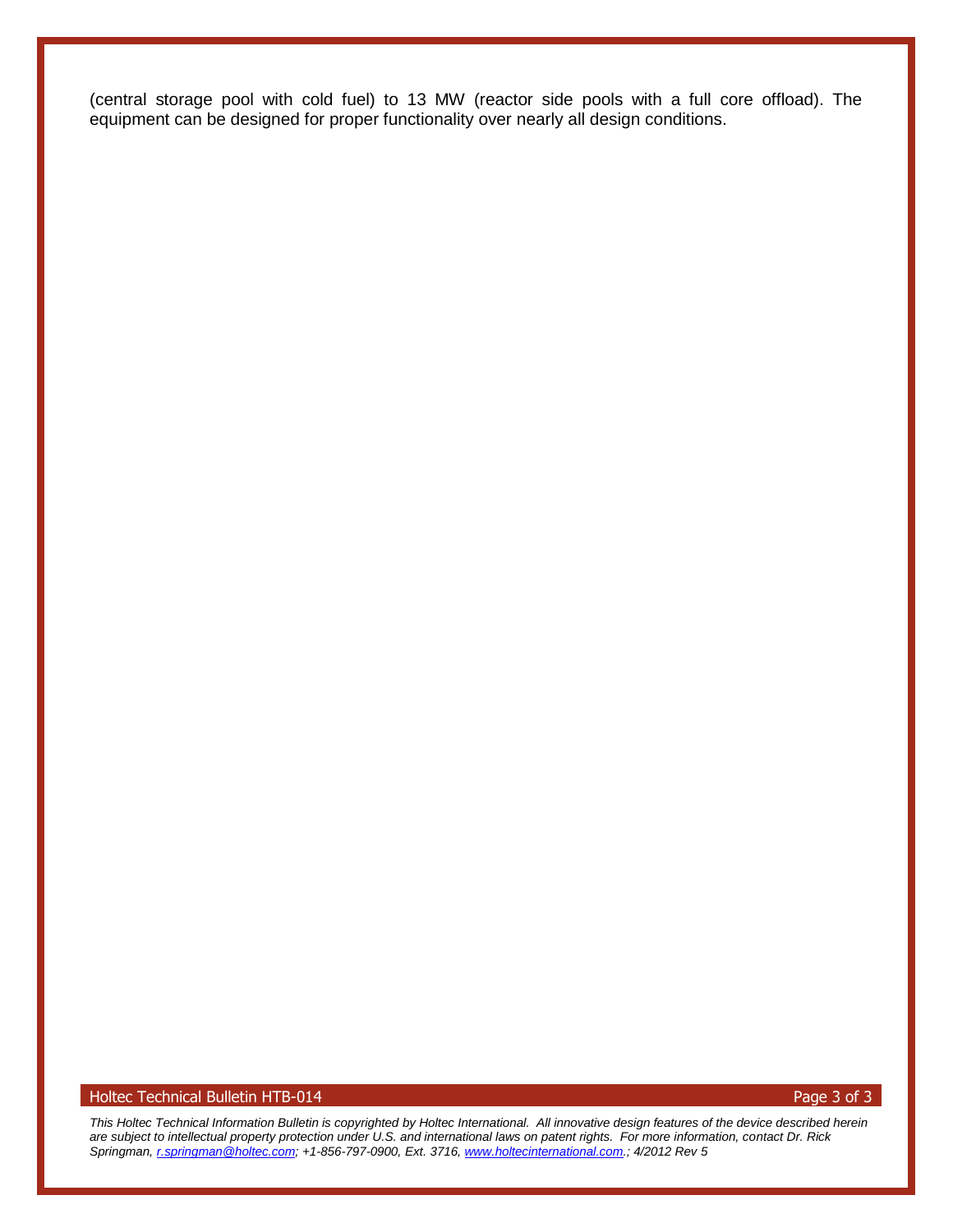(central storage pool with cold fuel) to 13 MW (reactor side pools with a full core offload). The equipment can be designed for proper functionality over nearly all design conditions.